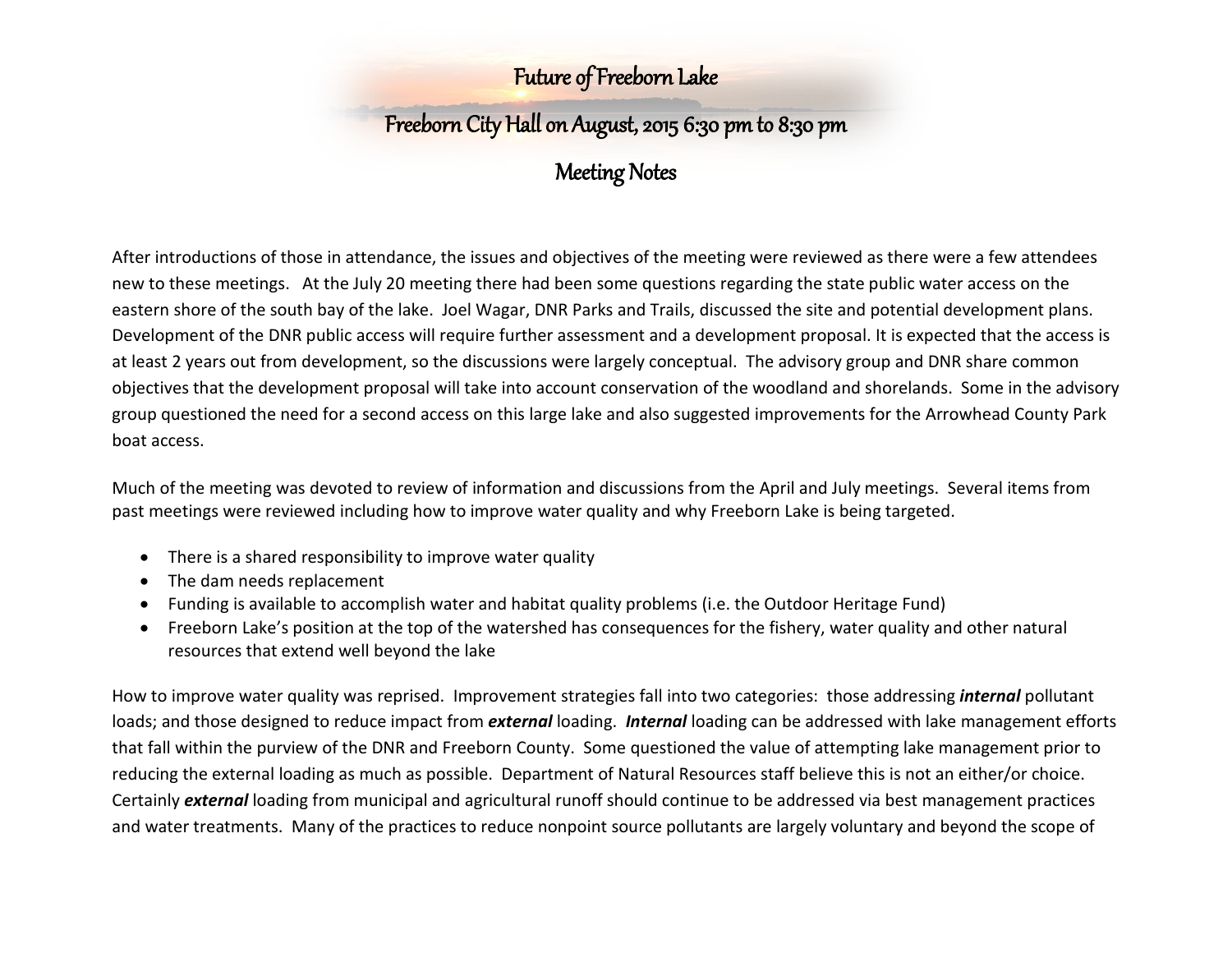# Future of Freeborn Lake

## Freeborn City Hall on August, 2015 6:30 pm to 8:30 pm

## Meeting Notes

After introductions of those in attendance, the issues and objectives of the meeting were reviewed as there were a few attendees new to these meetings. At the July 20 meeting there had been some questions regarding the state public water access on the eastern shore of the south bay of the lake. Joel Wagar, DNR Parks and Trails, discussed the site and potential development plans. Development of the DNR public access will require further assessment and a development proposal. It is expected that the access is at least 2 years out from development, so the discussions were largely conceptual. The advisory group and DNR share common objectives that the development proposal will take into account conservation of the woodland and shorelands. Some in the advisory group questioned the need for a second access on this large lake and also suggested improvements for the Arrowhead County Park boat access.

Much of the meeting was devoted to review of information and discussions from the April and July meetings. Several items from past meetings were reviewed including how to improve water quality and why Freeborn Lake is being targeted.

- There is a shared responsibility to improve water quality
- The dam needs replacement
- Funding is available to accomplish water and habitat quality problems (i.e. the Outdoor Heritage Fund)
- Freeborn Lake's position at the top of the watershed has consequences for the fishery, water quality and other natural resources that extend well beyond the lake

How to improve water quality was reprised. Improvement strategies fall into two categories: those addressing ***internal*** pollutant loads; and those designed to reduce impact from ***external*** loading. ***Internal*** loading can be addressed with lake management efforts that fall within the purview of the DNR and Freeborn County. Some questioned the value of attempting lake management prior to reducing the external loading as much as possible. Department of Natural Resources staff believe this is not an either/or choice. Certainly ***external*** loading from municipal and agricultural runoff should continue to be addressed via best management practices and water treatments. Many of the practices to reduce nonpoint source pollutants are largely voluntary and beyond the scope of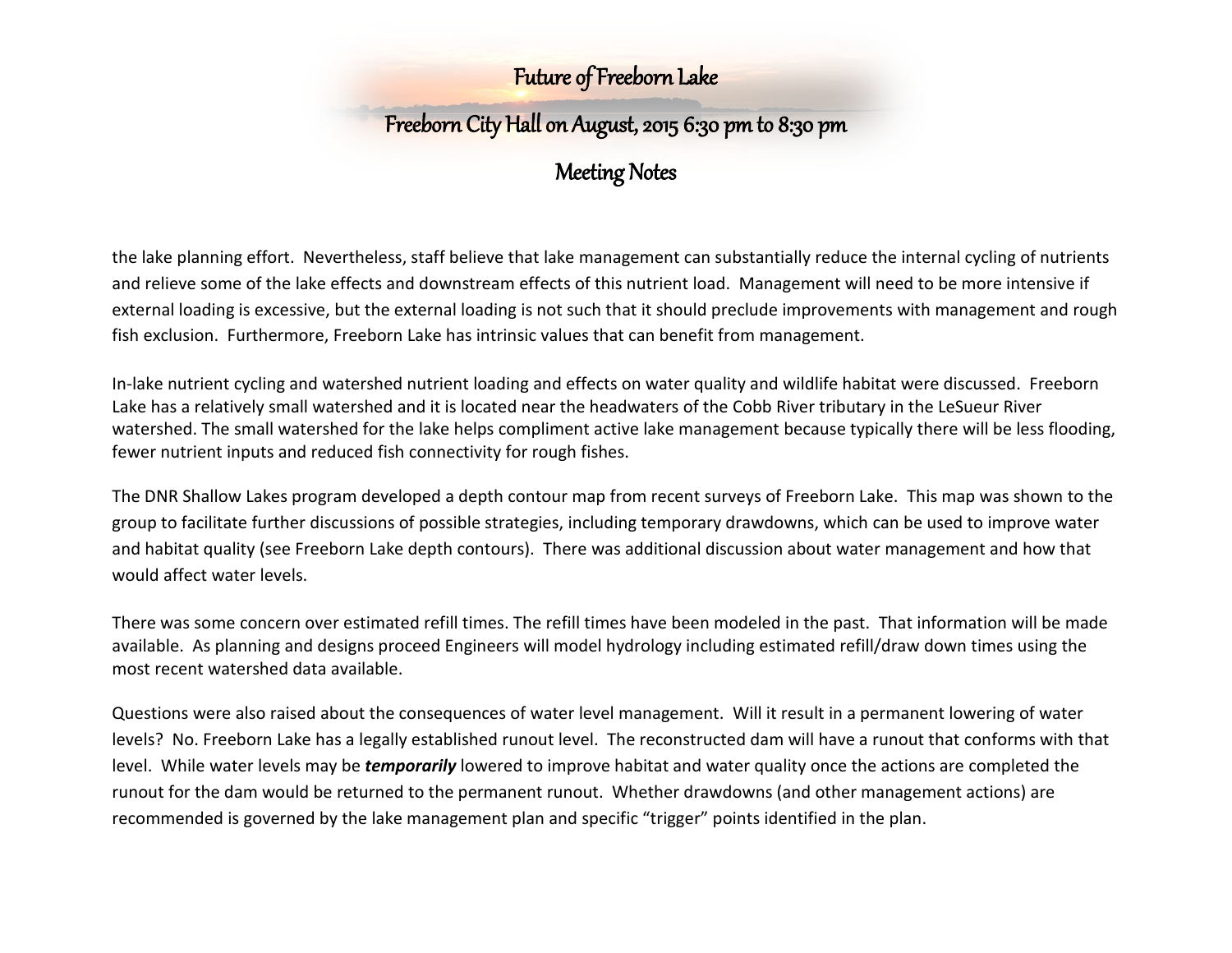the lake planning effort. Nevertheless, staff believe that lake management can substantially reduce the internal cycling of nutrients and relieve some of the lake effects and downstream effects of this nutrient load. Management will need to be more intensive if external loading is excessive, but the external loading is not such that it should preclude improvements with management and rough fish exclusion. Furthermore, Freeborn Lake has intrinsic values that can benefit from management.

In-lake nutrient cycling and watershed nutrient loading and effects on water quality and wildlife habitat were discussed. Freeborn Lake has a relatively small watershed and it is located near the headwaters of the Cobb River tributary in the LeSueur River watershed. The small watershed for the lake helps compliment active lake management because typically there will be less flooding, fewer nutrient inputs and reduced fish connectivity for rough fishes.

The DNR Shallow Lakes program developed a depth contour map from recent surveys of Freeborn Lake. This map was shown to the group to facilitate further discussions of possible strategies, including temporary drawdowns, which can be used to improve water and habitat quality (see Freeborn Lake depth contours). There was additional discussion about water management and how that would affect water levels.

There was some concern over estimated refill times. The refill times have been modeled in the past. That information will be made available. As planning and designs proceed Engineers will model hydrology including estimated refill/draw down times using the most recent watershed data available.

Questions were also raised about the consequences of water level management. Will it result in a permanent lowering of water levels? No. Freeborn Lake has a legally established runout level. The reconstructed dam will have a runout that conforms with that level. While water levels may be ***temporarily*** lowered to improve habitat and water quality once the actions are completed the runout for the dam would be returned to the permanent runout. Whether drawdowns (and other management actions) are recommended is governed by the lake management plan and specific "trigger" points identified in the plan.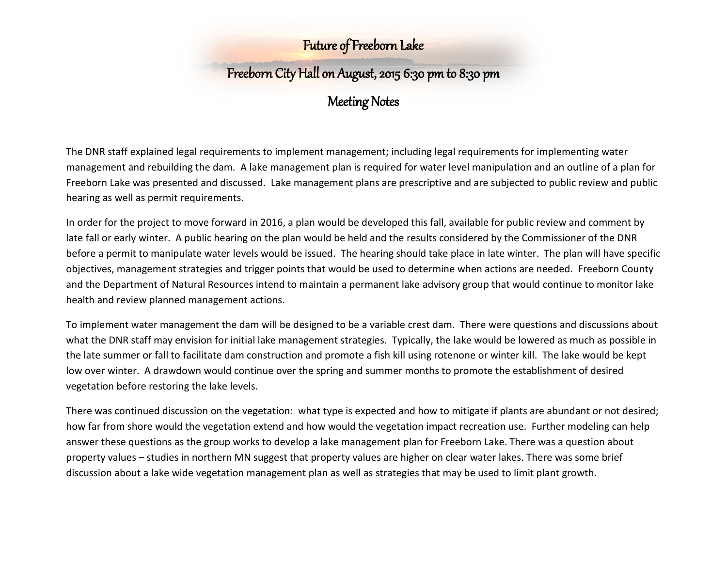# Future of Freeborn Lake

## Freeborn City Hall on August, 2015 6:30 pm to 8:30 pm

## Meeting Notes

The DNR staff explained legal requirements to implement management; including legal requirements for implementing water management and rebuilding the dam. A lake management plan is required for water level manipulation and an outline of a plan for Freeborn Lake was presented and discussed. Lake management plans are prescriptive and are subjected to public review and public hearing as well as permit requirements.

In order for the project to move forward in 2016, a plan would be developed this fall, available for public review and comment by late fall or early winter. A public hearing on the plan would be held and the results considered by the Commissioner of the DNR before a permit to manipulate water levels would be issued. The hearing should take place in late winter. The plan will have specific objectives, management strategies and trigger points that would be used to determine when actions are needed. Freeborn County and the Department of Natural Resources intend to maintain a permanent lake advisory group that would continue to monitor lake health and review planned management actions.

To implement water management the dam will be designed to be a variable crest dam. There were questions and discussions about what the DNR staff may envision for initial lake management strategies. Typically, the lake would be lowered as much as possible in the late summer or fall to facilitate dam construction and promote a fish kill using rotenone or winter kill. The lake would be kept low over winter. A drawdown would continue over the spring and summer months to promote the establishment of desired vegetation before restoring the lake levels.

There was continued discussion on the vegetation: what type is expected and how to mitigate if plants are abundant or not desired; how far from shore would the vegetation extend and how would the vegetation impact recreation use. Further modeling can help answer these questions as the group works to develop a lake management plan for Freeborn Lake. There was a question about property values – studies in northern MN suggest that property values are higher on clear water lakes. There was some brief discussion about a lake wide vegetation management plan as well as strategies that may be used to limit plant growth.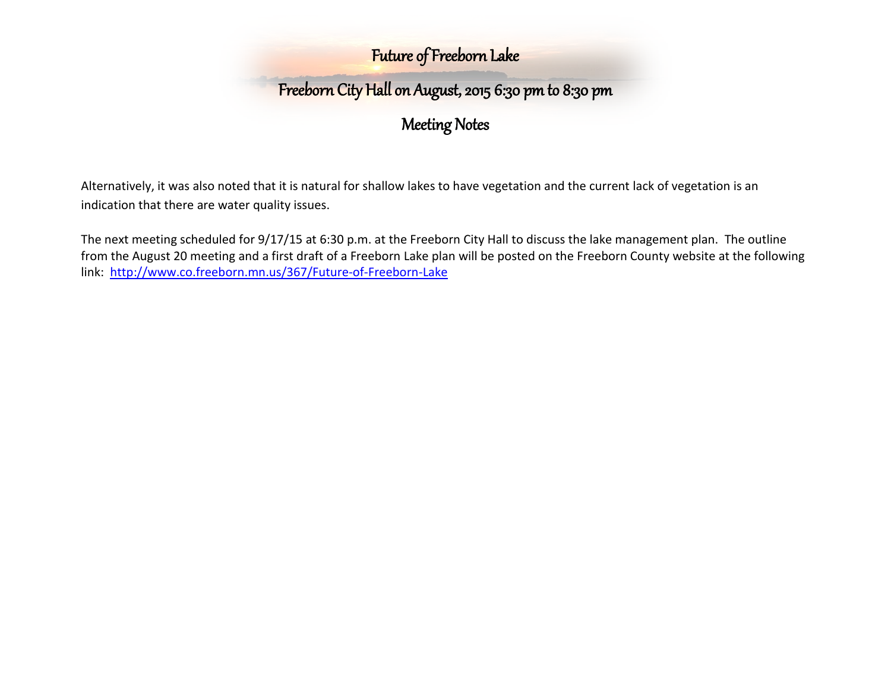# Future of Freeborn Lake

## Freeborn City Hall on August, 2015 6:30 pm to 8:30 pm

## Meeting Notes

Alternatively, it was also noted that it is natural for shallow lakes to have vegetation and the current lack of vegetation is an indication that there are water quality issues.

The next meeting scheduled for 9/17/15 at 6:30 p.m. at the Freeborn City Hall to discuss the lake management plan. The outline from the August 20 meeting and a first draft of a Freeborn Lake plan will be posted on the Freeborn County website at the following link: [http://www.co.freeborn.mn.us/367/Future-of-Freeborn-Lake](http://www.co.freeborn.mn.us/367/Future-of-Freeborn-Lake)